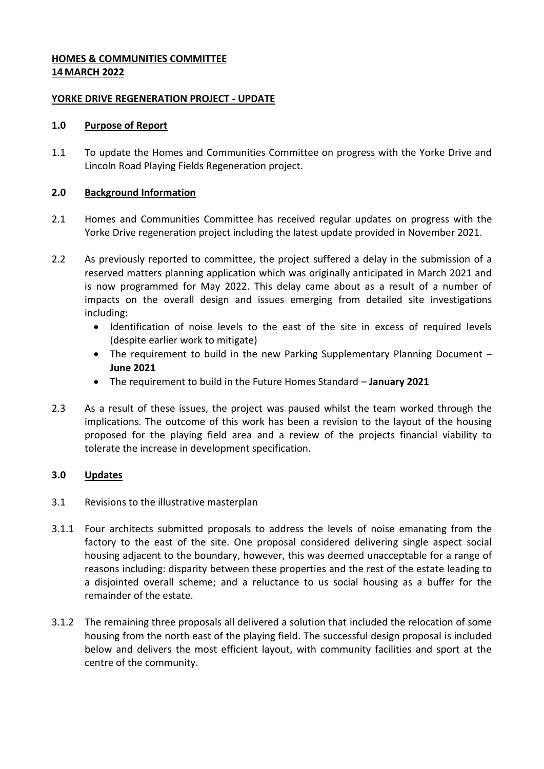**HOMES & COMMUNITIES COMMITTEE**
**14 MARCH 2022**

**YORKE DRIVE REGENERATION PROJECT - UPDATE**

**1.0 Purpose of Report**

1.1 To update the Homes and Communities Committee on progress with the Yorke Drive and Lincoln Road Playing Fields Regeneration project.

**2.0 Background Information**

2.1 Homes and Communities Committee has received regular updates on progress with the Yorke Drive regeneration project including the latest update provided in November 2021.

2.2 As previously reported to committee, the project suffered a delay in the submission of a reserved matters planning application which was originally anticipated in March 2021 and is now programmed for May 2022. This delay came about as a result of a number of impacts on the overall design and issues emerging from detailed site investigations including:

- Identification of noise levels to the east of the site in excess of required levels (despite earlier work to mitigate)
- The requirement to build in the new Parking Supplementary Planning Document – **June 2021**
- The requirement to build in the Future Homes Standard – **January 2021**

2.3 As a result of these issues, the project was paused whilst the team worked through the implications. The outcome of this work has been a revision to the layout of the housing proposed for the playing field area and a review of the projects financial viability to tolerate the increase in development specification.

**3.0 Updates**

3.1 Revisions to the illustrative masterplan

3.1.1 Four architects submitted proposals to address the levels of noise emanating from the factory to the east of the site. One proposal considered delivering single aspect social housing adjacent to the boundary, however, this was deemed unacceptable for a range of reasons including: disparity between these properties and the rest of the estate leading to a disjointed overall scheme; and a reluctance to us social housing as a buffer for the remainder of the estate.

3.1.2 The remaining three proposals all delivered a solution that included the relocation of some housing from the north east of the playing field. The successful design proposal is included below and delivers the most efficient layout, with community facilities and sport at the centre of the community.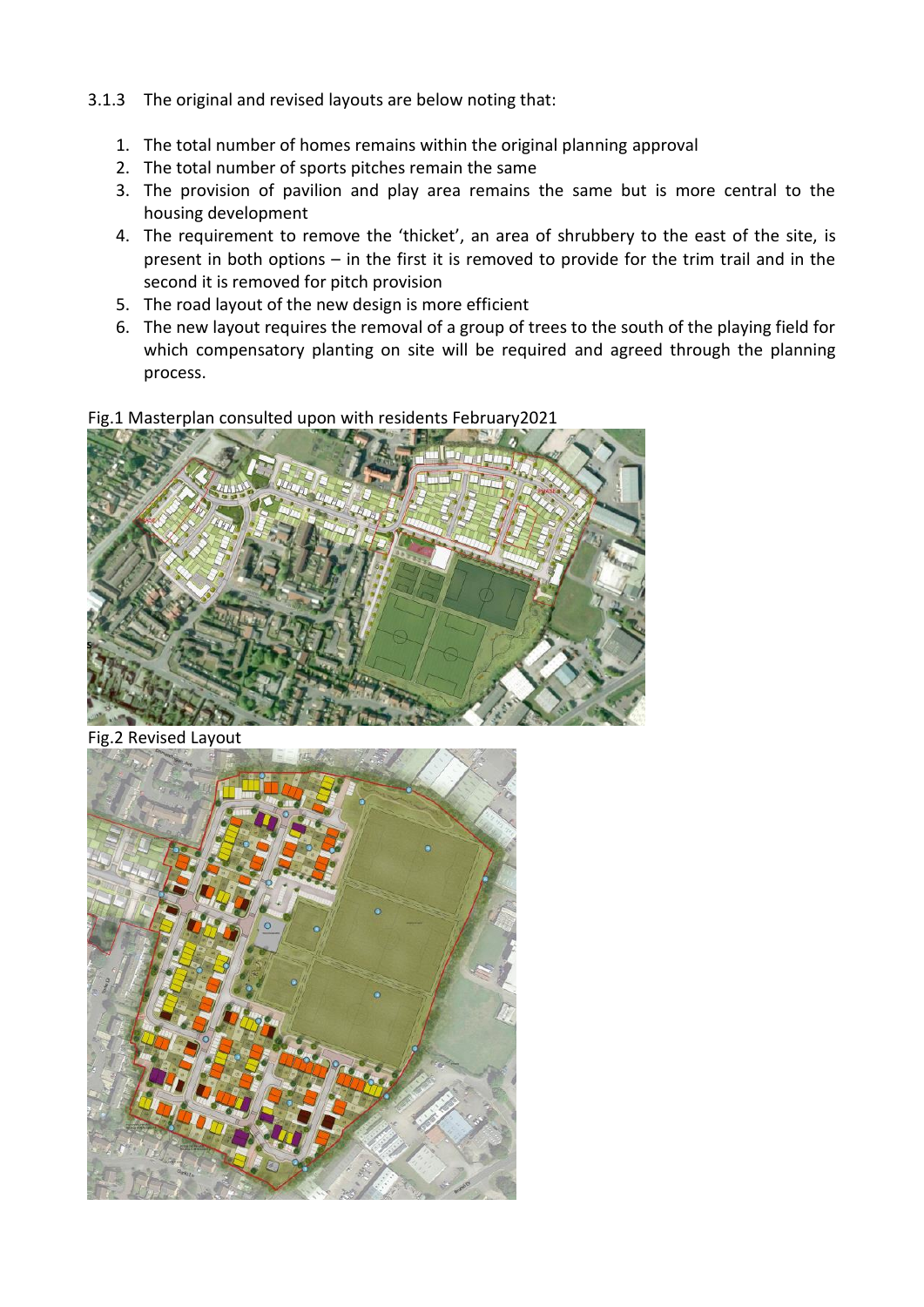3.1.3 The original and revised layouts are below noting that:

1. The total number of homes remains within the original planning approval
2. The total number of sports pitches remain the same
3. The provision of pavilion and play area remains the same but is more central to the housing development
4. The requirement to remove the 'thicket', an area of shrubbery to the east of the site, is present in both options – in the first it is removed to provide for the trim trail and in the second it is removed for pitch provision
5. The road layout of the new design is more efficient
6. The new layout requires the removal of a group of trees to the south of the playing field for which compensatory planting on site will be required and agreed through the planning process.

Fig.1 Masterplan consulted upon with residents February2021

Fig.2 Revised Layout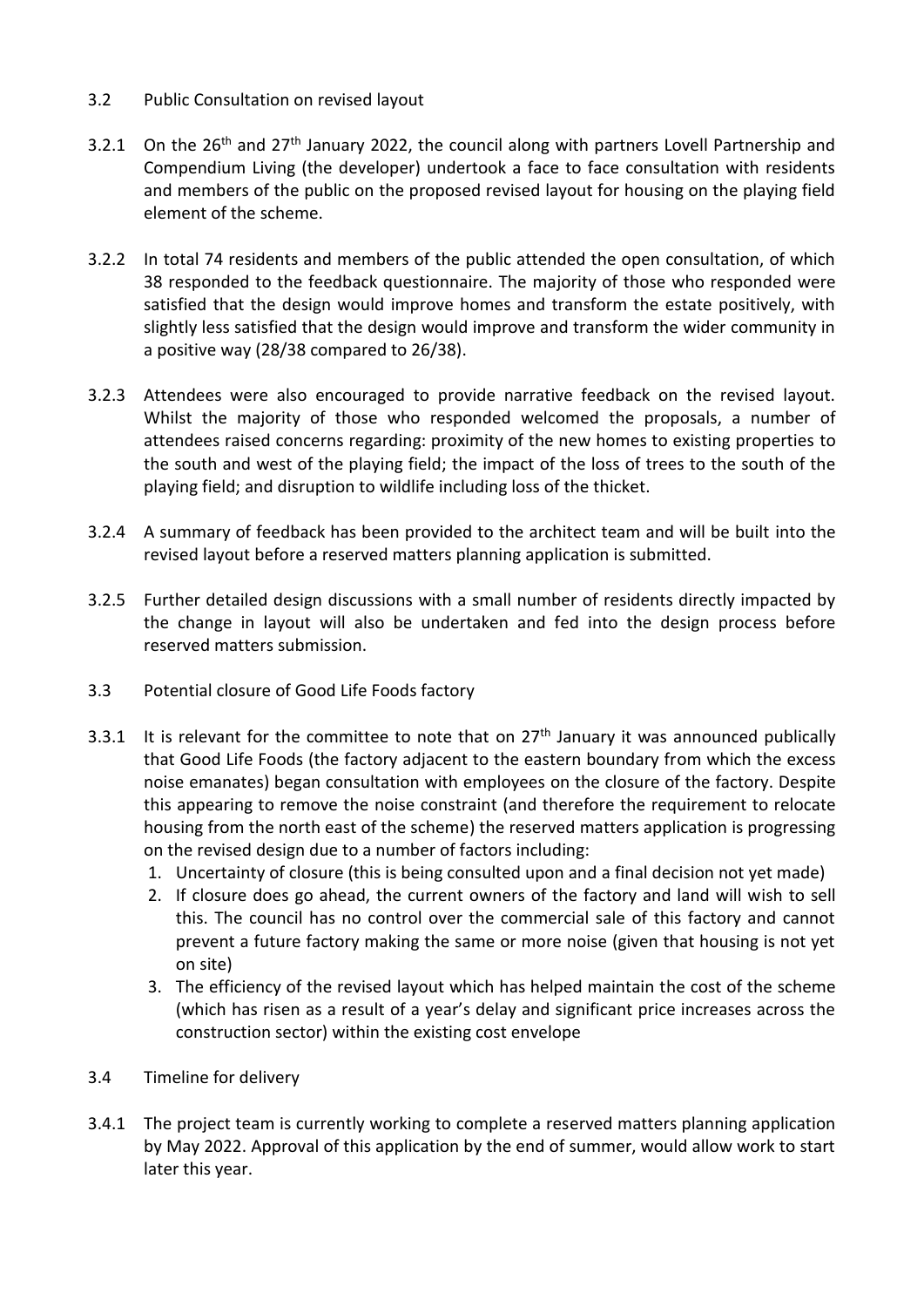### 3.2 Public Consultation on revised layout

3.2.1 On the 26th and 27th January 2022, the council along with partners Lovell Partnership and Compendium Living (the developer) undertook a face to face consultation with residents and members of the public on the proposed revised layout for housing on the playing field element of the scheme.

3.2.2 In total 74 residents and members of the public attended the open consultation, of which 38 responded to the feedback questionnaire. The majority of those who responded were satisfied that the design would improve homes and transform the estate positively, with slightly less satisfied that the design would improve and transform the wider community in a positive way (28/38 compared to 26/38).

3.2.3 Attendees were also encouraged to provide narrative feedback on the revised layout. Whilst the majority of those who responded welcomed the proposals, a number of attendees raised concerns regarding: proximity of the new homes to existing properties to the south and west of the playing field; the impact of the loss of trees to the south of the playing field; and disruption to wildlife including loss of the thicket.

3.2.4 A summary of feedback has been provided to the architect team and will be built into the revised layout before a reserved matters planning application is submitted.

3.2.5 Further detailed design discussions with a small number of residents directly impacted by the change in layout will also be undertaken and fed into the design process before reserved matters submission.

### 3.3 Potential closure of Good Life Foods factory

3.3.1 It is relevant for the committee to note that on 27th January it was announced publically that Good Life Foods (the factory adjacent to the eastern boundary from which the excess noise emanates) began consultation with employees on the closure of the factory. Despite this appearing to remove the noise constraint (and therefore the requirement to relocate housing from the north east of the scheme) the reserved matters application is progressing on the revised design due to a number of factors including:

1. Uncertainty of closure (this is being consulted upon and a final decision not yet made)
2. If closure does go ahead, the current owners of the factory and land will wish to sell this. The council has no control over the commercial sale of this factory and cannot prevent a future factory making the same or more noise (given that housing is not yet on site)
3. The efficiency of the revised layout which has helped maintain the cost of the scheme (which has risen as a result of a year's delay and significant price increases across the construction sector) within the existing cost envelope

### 3.4 Timeline for delivery

3.4.1 The project team is currently working to complete a reserved matters planning application by May 2022. Approval of this application by the end of summer, would allow work to start later this year.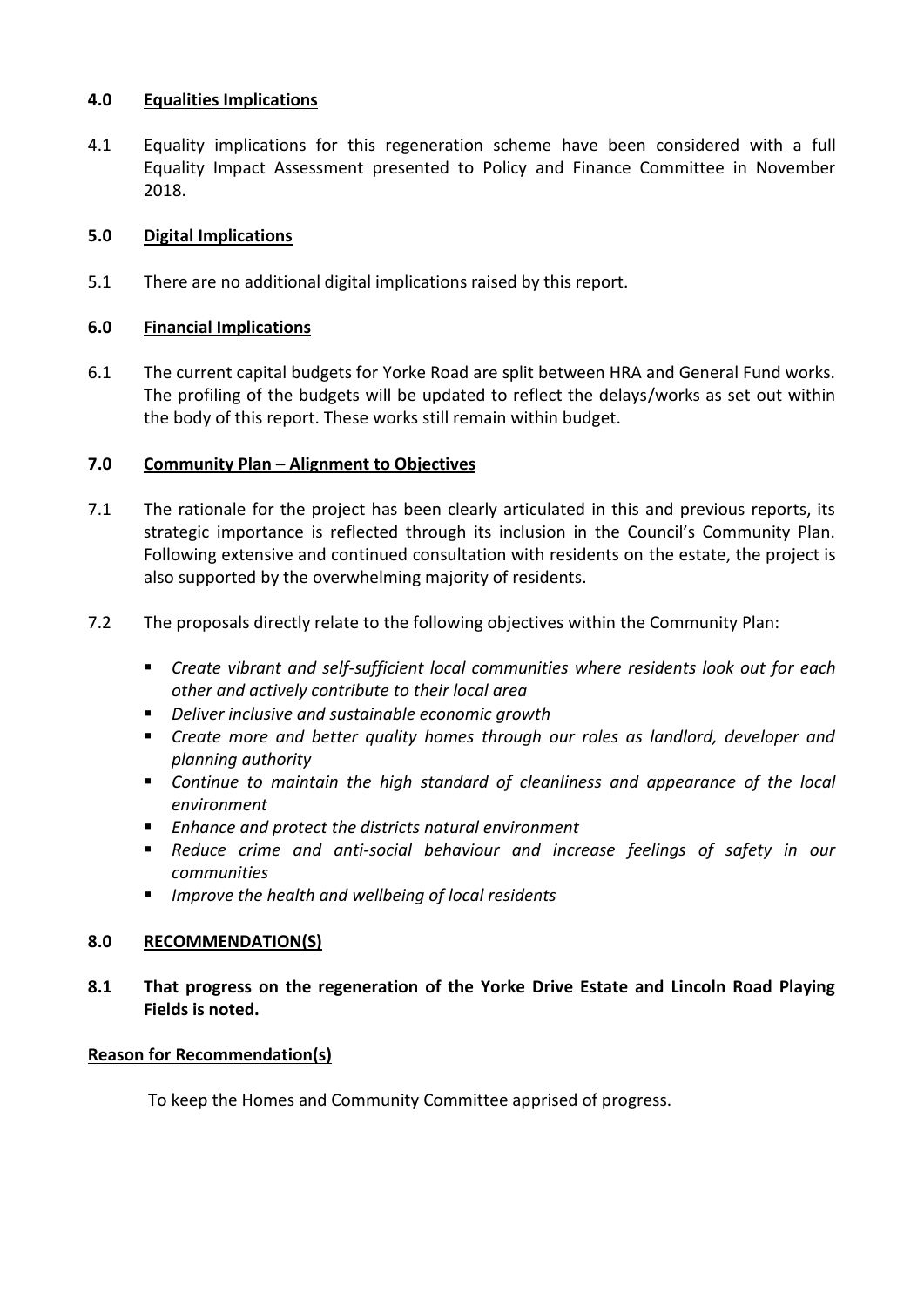## 4.0 Equalities Implications

4.1 Equality implications for this regeneration scheme have been considered with a full Equality Impact Assessment presented to Policy and Finance Committee in November 2018.

## 5.0 Digital Implications

5.1 There are no additional digital implications raised by this report.

## 6.0 Financial Implications

6.1 The current capital budgets for Yorke Road are split between HRA and General Fund works. The profiling of the budgets will be updated to reflect the delays/works as set out within the body of this report. These works still remain within budget.

## 7.0 Community Plan – Alignment to Objectives

7.1 The rationale for the project has been clearly articulated in this and previous reports, its strategic importance is reflected through its inclusion in the Council's Community Plan. Following extensive and continued consultation with residents on the estate, the project is also supported by the overwhelming majority of residents.

7.2 The proposals directly relate to the following objectives within the Community Plan:

- *Create vibrant and self-sufficient local communities where residents look out for each other and actively contribute to their local area*
- *Deliver inclusive and sustainable economic growth*
- *Create more and better quality homes through our roles as landlord, developer and planning authority*
- *Continue to maintain the high standard of cleanliness and appearance of the local environment*
- *Enhance and protect the districts natural environment*
- *Reduce crime and anti-social behaviour and increase feelings of safety in our communities*
- *Improve the health and wellbeing of local residents*

## 8.0 RECOMMENDATION(S)

**8.1 That progress on the regeneration of the Yorke Drive Estate and Lincoln Road Playing Fields is noted.**

**Reason for Recommendation(s)**

To keep the Homes and Community Committee apprised of progress.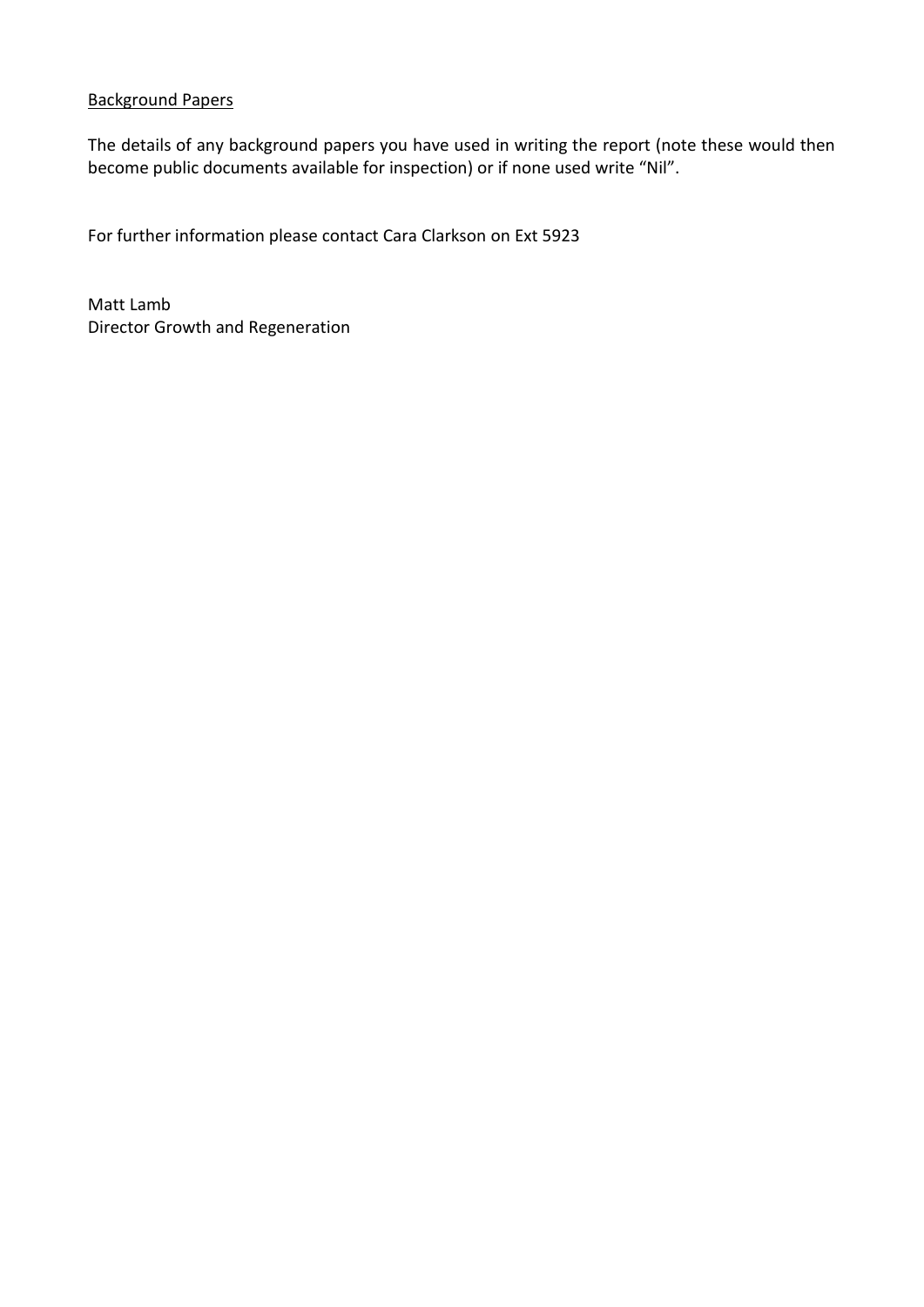<u>Background Papers</u>

The details of any background papers you have used in writing the report (note these would then become public documents available for inspection) or if none used write “Nil”.

For further information please contact Cara Clarkson on Ext 5923

Matt Lamb
Director Growth and Regeneration